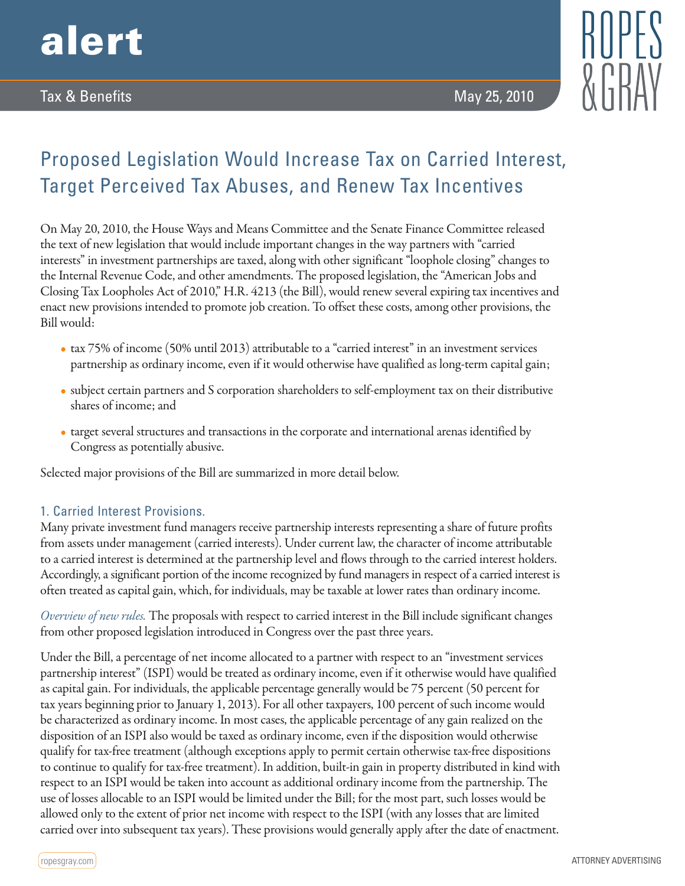# alert

Tax & Benefits

May 25, 2010

## Proposed Legislation Would Increase Tax on Carried Interest, Target Perceived Tax Abuses, and Renew Tax Incentives

On May 20, 2010, the House Ways and Means Committee and the Senate Finance Committee released the text of new legislation that would include important changes in the way partners with "carried interests" in investment partnerships are taxed, along with other significant "loophole closing" changes to the Internal Revenue Code, and other amendments. The proposed legislation, the "American Jobs and Closing Tax Loopholes Act of 2010," H.R. 4213 (the Bill), would renew several expiring tax incentives and enact new provisions intended to promote job creation. To offset these costs, among other provisions, the Bill would:

- tax 75% of income (50% until 2013) attributable to a "carried interest" in an investment services partnership as ordinary income, even if it would otherwise have qualified as long-term capital gain;
- subject certain partners and S corporation shareholders to self-employment tax on their distributive shares of income; and
- target several structures and transactions in the corporate and international arenas identified by Congress as potentially abusive.

Selected major provisions of the Bill are summarized in more detail below.

### 1. Carried Interest Provisions.

Many private investment fund managers receive partnership interests representing a share of future profits from assets under management (carried interests). Under current law, the character of income attributable to a carried interest is determined at the partnership level and flows through to the carried interest holders. Accordingly, a significant portion of the income recognized by fund managers in respect of a carried interest is often treated as capital gain, which, for individuals, may be taxable at lower rates than ordinary income.

*Overview of new rules.* The proposals with respect to carried interest in the Bill include significant changes from other proposed legislation introduced in Congress over the past three years.

Under the Bill, a percentage of net income allocated to a partner with respect to an "investment services partnership interest" (ISPI) would be treated as ordinary income, even if it otherwise would have qualified as capital gain. For individuals, the applicable percentage generally would be 75 percent (50 percent for tax years beginning prior to January 1, 2013). For all other taxpayers, 100 percent of such income would be characterized as ordinary income. In most cases, the applicable percentage of any gain realized on the disposition of an ISPI also would be taxed as ordinary income, even if the disposition would otherwise qualify for tax-free treatment (although exceptions apply to permit certain otherwise tax-free dispositions to continue to qualify for tax-free treatment). In addition, built-in gain in property distributed in kind with respect to an ISPI would be taken into account as additional ordinary income from the partnership. The use of losses allocable to an ISPI would be limited under the Bill; for the most part, such losses would be allowed only to the extent of prior net income with respect to the ISPI (with any losses that are limited carried over into subsequent tax years). These provisions would generally apply after the date of enactment.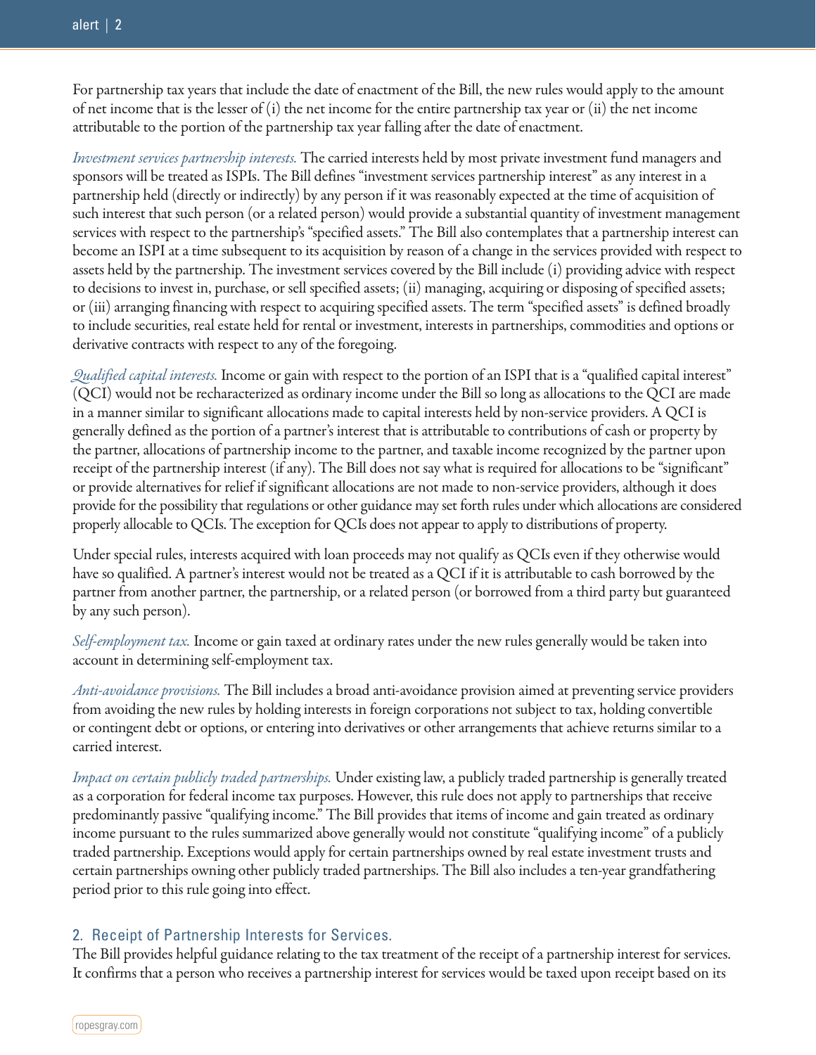For partnership tax years that include the date of enactment of the Bill, the new rules would apply to the amount of net income that is the lesser of (i) the net income for the entire partnership tax year or (ii) the net income attributable to the portion of the partnership tax year falling after the date of enactment.

*Investment services partnership interests.* The carried interests held by most private investment fund managers and sponsors will be treated as ISPIs. The Bill defines "investment services partnership interest" as any interest in a partnership held (directly or indirectly) by any person if it was reasonably expected at the time of acquisition of such interest that such person (or a related person) would provide a substantial quantity of investment management services with respect to the partnership's "specified assets." The Bill also contemplates that a partnership interest can become an ISPI at a time subsequent to its acquisition by reason of a change in the services provided with respect to assets held by the partnership. The investment services covered by the Bill include (i) providing advice with respect to decisions to invest in, purchase, or sell specified assets; (ii) managing, acquiring or disposing of specified assets; or (iii) arranging financing with respect to acquiring specified assets. The term "specified assets" is defined broadly to include securities, real estate held for rental or investment, interests in partnerships, commodities and options or derivative contracts with respect to any of the foregoing.

*Qualified capital interests.* Income or gain with respect to the portion of an ISPI that is a "qualified capital interest" (QCI) would not be recharacterized as ordinary income under the Bill so long as allocations to the QCI are made in a manner similar to significant allocations made to capital interests held by non-service providers. A QCI is generally defined as the portion of a partner's interest that is attributable to contributions of cash or property by the partner, allocations of partnership income to the partner, and taxable income recognized by the partner upon receipt of the partnership interest (if any). The Bill does not say what is required for allocations to be "significant" or provide alternatives for relief if significant allocations are not made to non-service providers, although it does provide for the possibility that regulations or other guidance may set forth rules under which allocations are considered properly allocable to QCIs. The exception for QCIs does not appear to apply to distributions of property.

Under special rules, interests acquired with loan proceeds may not qualify as QCIs even if they otherwise would have so qualified. A partner's interest would not be treated as a QCI if it is attributable to cash borrowed by the partner from another partner, the partnership, or a related person (or borrowed from a third party but guaranteed by any such person).

*Self-employment tax.* Income or gain taxed at ordinary rates under the new rules generally would be taken into account in determining self-employment tax.

*Anti-avoidance provisions.* The Bill includes a broad anti-avoidance provision aimed at preventing service providers from avoiding the new rules by holding interests in foreign corporations not subject to tax, holding convertible or contingent debt or options, or entering into derivatives or other arrangements that achieve returns similar to a carried interest.

*Impact on certain publicly traded partnerships.* Under existing law, a publicly traded partnership is generally treated as a corporation for federal income tax purposes. However, this rule does not apply to partnerships that receive predominantly passive "qualifying income." The Bill provides that items of income and gain treated as ordinary income pursuant to the rules summarized above generally would not constitute "qualifying income" of a publicly traded partnership. Exceptions would apply for certain partnerships owned by real estate investment trusts and certain partnerships owning other publicly traded partnerships. The Bill also includes a ten-year grandfathering period prior to this rule going into effect.

## 2. Receipt of Partnership Interests for Services.

The Bill provides helpful guidance relating to the tax treatment of the receipt of a partnership interest for services. It confirms that a person who receives a partnership interest for services would be taxed upon receipt based on its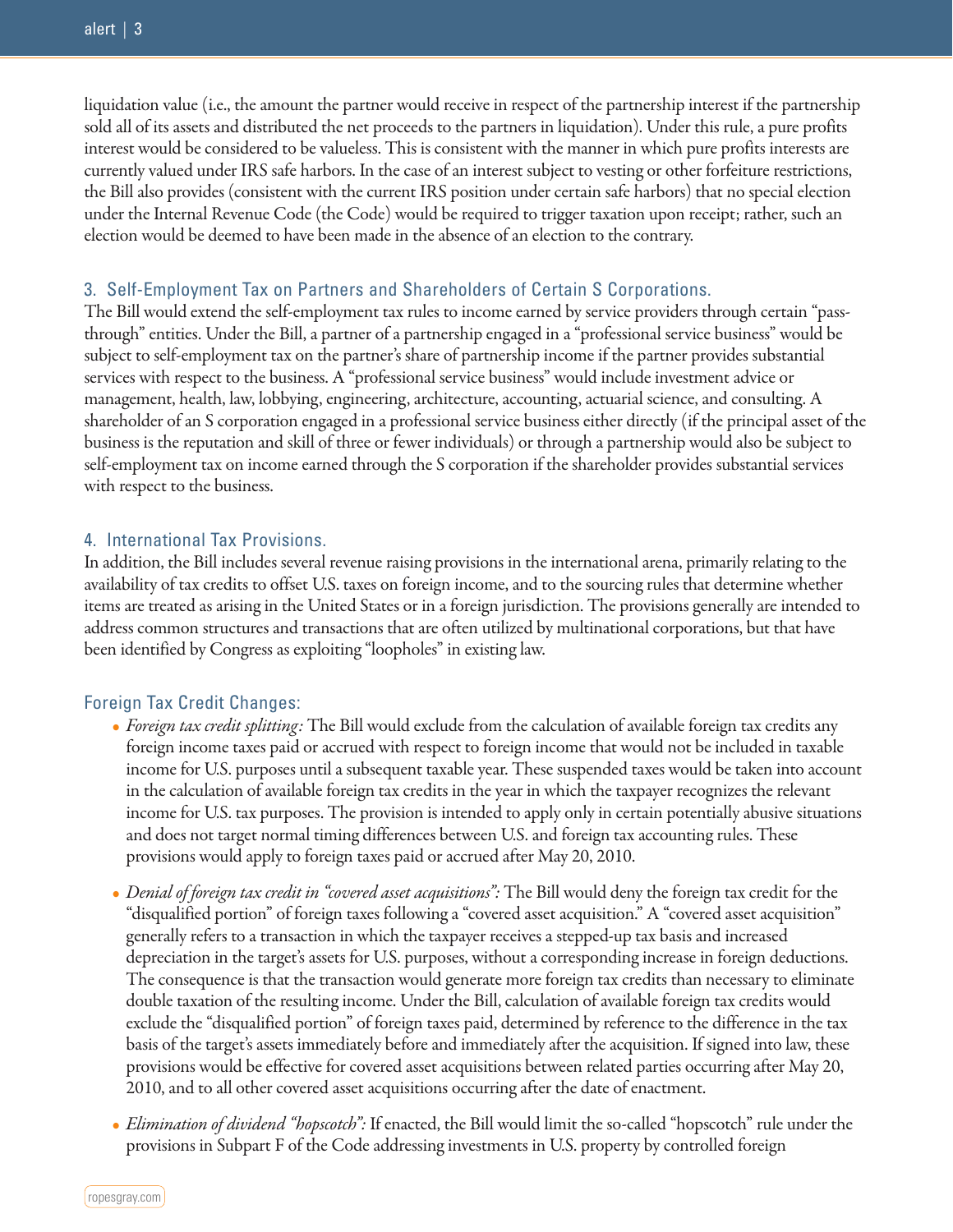liquidation value (i.e., the amount the partner would receive in respect of the partnership interest if the partnership sold all of its assets and distributed the net proceeds to the partners in liquidation). Under this rule, a pure profits interest would be considered to be valueless. This is consistent with the manner in which pure profits interests are currently valued under IRS safe harbors. In the case of an interest subject to vesting or other forfeiture restrictions, the Bill also provides (consistent with the current IRS position under certain safe harbors) that no special election under the Internal Revenue Code (the Code) would be required to trigger taxation upon receipt; rather, such an election would be deemed to have been made in the absence of an election to the contrary.

### 3. Self-Employment Tax on Partners and Shareholders of Certain S Corporations.

The Bill would extend the self-employment tax rules to income earned by service providers through certain "pass-through" entities. Under the Bill, a partner of a partnership engaged in a "professional service business" would be subject to self-employment tax on the partner's share of partnership income if the partner provides substantial services with respect to the business. A "professional service business" would include investment advice or management, health, law, lobbying, engineering, architecture, accounting, actuarial science, and consulting. A shareholder of an S corporation engaged in a professional service business either directly (if the principal asset of the business is the reputation and skill of three or fewer individuals) or through a partnership would also be subject to self-employment tax on income earned through the S corporation if the shareholder provides substantial services with respect to the business.

### 4. International Tax Provisions.

In addition, the Bill includes several revenue raising provisions in the international arena, primarily relating to the availability of tax credits to offset U.S. taxes on foreign income, and to the sourcing rules that determine whether items are treated as arising in the United States or in a foreign jurisdiction. The provisions generally are intended to address common structures and transactions that are often utilized by multinational corporations, but that have been identified by Congress as exploiting "loopholes" in existing law.

### Foreign Tax Credit Changes:

- *Foreign tax credit splitting:* The Bill would exclude from the calculation of available foreign tax credits any foreign income taxes paid or accrued with respect to foreign income that would not be included in taxable income for U.S. purposes until a subsequent taxable year. These suspended taxes would be taken into account in the calculation of available foreign tax credits in the year in which the taxpayer recognizes the relevant income for U.S. tax purposes. The provision is intended to apply only in certain potentially abusive situations and does not target normal timing differences between U.S. and foreign tax accounting rules. These provisions would apply to foreign taxes paid or accrued after May 20, 2010.

- *Denial of foreign tax credit in "covered asset acquisitions":* The Bill would deny the foreign tax credit for the "disqualified portion" of foreign taxes following a "covered asset acquisition." A "covered asset acquisition" generally refers to a transaction in which the taxpayer receives a stepped-up tax basis and increased depreciation in the target's assets for U.S. purposes, without a corresponding increase in foreign deductions. The consequence is that the transaction would generate more foreign tax credits than necessary to eliminate double taxation of the resulting income. Under the Bill, calculation of available foreign tax credits would exclude the "disqualified portion" of foreign taxes paid, determined by reference to the difference in the tax basis of the target's assets immediately before and immediately after the acquisition. If signed into law, these provisions would be effective for covered asset acquisitions between related parties occurring after May 20, 2010, and to all other covered asset acquisitions occurring after the date of enactment.

- *Elimination of dividend "hopscotch":* If enacted, the Bill would limit the so-called "hopscotch" rule under the provisions in Subpart F of the Code addressing investments in U.S. property by controlled foreign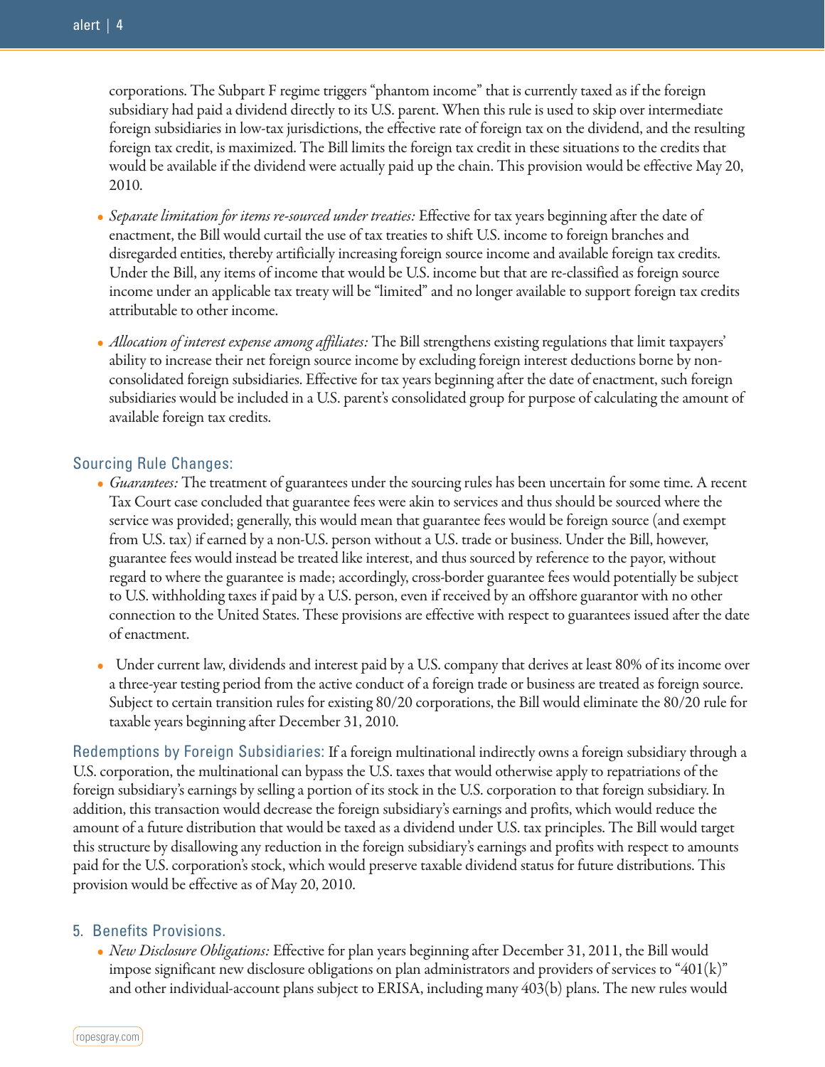corporations. The Subpart F regime triggers "phantom income" that is currently taxed as if the foreign subsidiary had paid a dividend directly to its U.S. parent. When this rule is used to skip over intermediate foreign subsidiaries in low-tax jurisdictions, the effective rate of foreign tax on the dividend, and the resulting foreign tax credit, is maximized. The Bill limits the foreign tax credit in these situations to the credits that would be available if the dividend were actually paid up the chain. This provision would be effective May 20, 2010.

- *Separate limitation for items re-sourced under treaties:* Effective for tax years beginning after the date of enactment, the Bill would curtail the use of tax treaties to shift U.S. income to foreign branches and disregarded entities, thereby artificially increasing foreign source income and available foreign tax credits. Under the Bill, any items of income that would be U.S. income but that are re-classified as foreign source income under an applicable tax treaty will be "limited" and no longer available to support foreign tax credits attributable to other income.

- *Allocation of interest expense among affiliates:* The Bill strengthens existing regulations that limit taxpayers' ability to increase their net foreign source income by excluding foreign interest deductions borne by non-consolidated foreign subsidiaries. Effective for tax years beginning after the date of enactment, such foreign subsidiaries would be included in a U.S. parent's consolidated group for purpose of calculating the amount of available foreign tax credits.

## Sourcing Rule Changes:

- *Guarantees:* The treatment of guarantees under the sourcing rules has been uncertain for some time. A recent Tax Court case concluded that guarantee fees were akin to services and thus should be sourced where the service was provided; generally, this would mean that guarantee fees would be foreign source (and exempt from U.S. tax) if earned by a non-U.S. person without a U.S. trade or business. Under the Bill, however, guarantee fees would instead be treated like interest, and thus sourced by reference to the payor, without regard to where the guarantee is made; accordingly, cross-border guarantee fees would potentially be subject to U.S. withholding taxes if paid by a U.S. person, even if received by an offshore guarantor with no other connection to the United States. These provisions are effective with respect to guarantees issued after the date of enactment.

- Under current law, dividends and interest paid by a U.S. company that derives at least 80% of its income over a three-year testing period from the active conduct of a foreign trade or business are treated as foreign source. Subject to certain transition rules for existing 80/20 corporations, the Bill would eliminate the 80/20 rule for taxable years beginning after December 31, 2010.

**Redemptions by Foreign Subsidiaries:** If a foreign multinational indirectly owns a foreign subsidiary through a U.S. corporation, the multinational can bypass the U.S. taxes that would otherwise apply to repatriations of the foreign subsidiary's earnings by selling a portion of its stock in the U.S. corporation to that foreign subsidiary. In addition, this transaction would decrease the foreign subsidiary's earnings and profits, which would reduce the amount of a future distribution that would be taxed as a dividend under U.S. tax principles. The Bill would target this structure by disallowing any reduction in the foreign subsidiary's earnings and profits with respect to amounts paid for the U.S. corporation's stock, which would preserve taxable dividend status for future distributions. This provision would be effective as of May 20, 2010.

## 5. Benefits Provisions.

- *New Disclosure Obligations:* Effective for plan years beginning after December 31, 2011, the Bill would impose significant new disclosure obligations on plan administrators and providers of services to "401(k)" and other individual-account plans subject to ERISA, including many 403(b) plans. The new rules would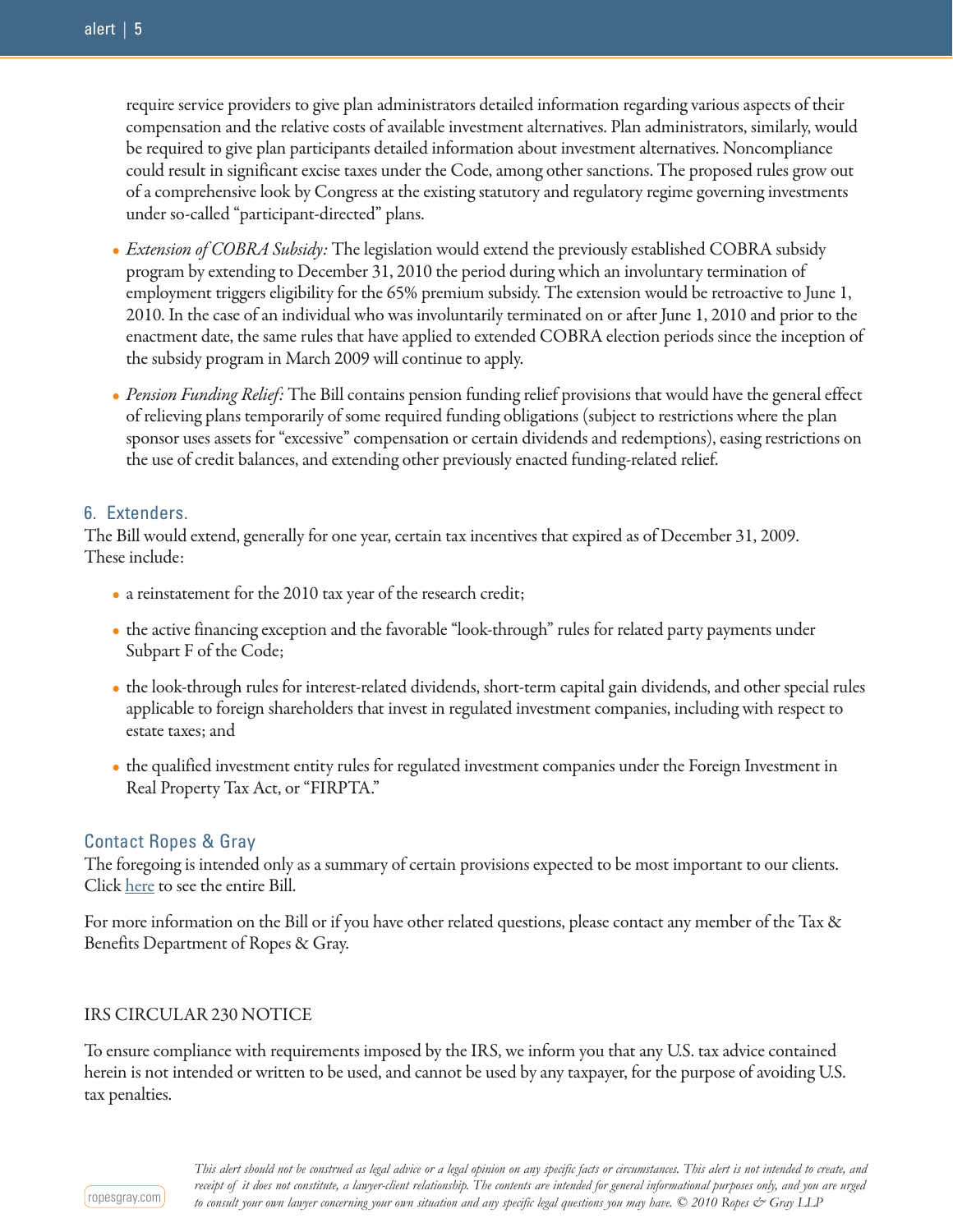require service providers to give plan administrators detailed information regarding various aspects of their compensation and the relative costs of available investment alternatives. Plan administrators, similarly, would be required to give plan participants detailed information about investment alternatives. Noncompliance could result in significant excise taxes under the Code, among other sanctions. The proposed rules grow out of a comprehensive look by Congress at the existing statutory and regulatory regime governing investments under so-called "participant-directed" plans.

- *Extension of COBRA Subsidy:* The legislation would extend the previously established COBRA subsidy program by extending to December 31, 2010 the period during which an involuntary termination of employment triggers eligibility for the 65% premium subsidy. The extension would be retroactive to June 1, 2010. In the case of an individual who was involuntarily terminated on or after June 1, 2010 and prior to the enactment date, the same rules that have applied to extended COBRA election periods since the inception of the subsidy program in March 2009 will continue to apply.

- *Pension Funding Relief:* The Bill contains pension funding relief provisions that would have the general effect of relieving plans temporarily of some required funding obligations (subject to restrictions where the plan sponsor uses assets for "excessive" compensation or certain dividends and redemptions), easing restrictions on the use of credit balances, and extending other previously enacted funding-related relief.

## 6. Extenders.

The Bill would extend, generally for one year, certain tax incentives that expired as of December 31, 2009. These include:

- a reinstatement for the 2010 tax year of the research credit;

- the active financing exception and the favorable "look-through" rules for related party payments under Subpart F of the Code;

- the look-through rules for interest-related dividends, short-term capital gain dividends, and other special rules applicable to foreign shareholders that invest in regulated investment companies, including with respect to estate taxes; and

- the qualified investment entity rules for regulated investment companies under the Foreign Investment in Real Property Tax Act, or "FIRPTA."

## Contact Ropes & Gray

The foregoing is intended only as a summary of certain provisions expected to be most important to our clients. Click here to see the entire Bill.

For more information on the Bill or if you have other related questions, please contact any member of the Tax & Benefits Department of Ropes & Gray.

IRS CIRCULAR 230 NOTICE

To ensure compliance with requirements imposed by the IRS, we inform you that any U.S. tax advice contained herein is not intended or written to be used, and cannot be used by any taxpayer, for the purpose of avoiding U.S. tax penalties.

*This alert should not be construed as legal advice or a legal opinion on any specific facts or circumstances. This alert is not intended to create, and receipt of it does not constitute, a lawyer-client relationship. The contents are intended for general informational purposes only, and you are urged to consult your own lawyer concerning your own situation and any specific legal questions you may have. © 2010 Ropes & Gray LLP*